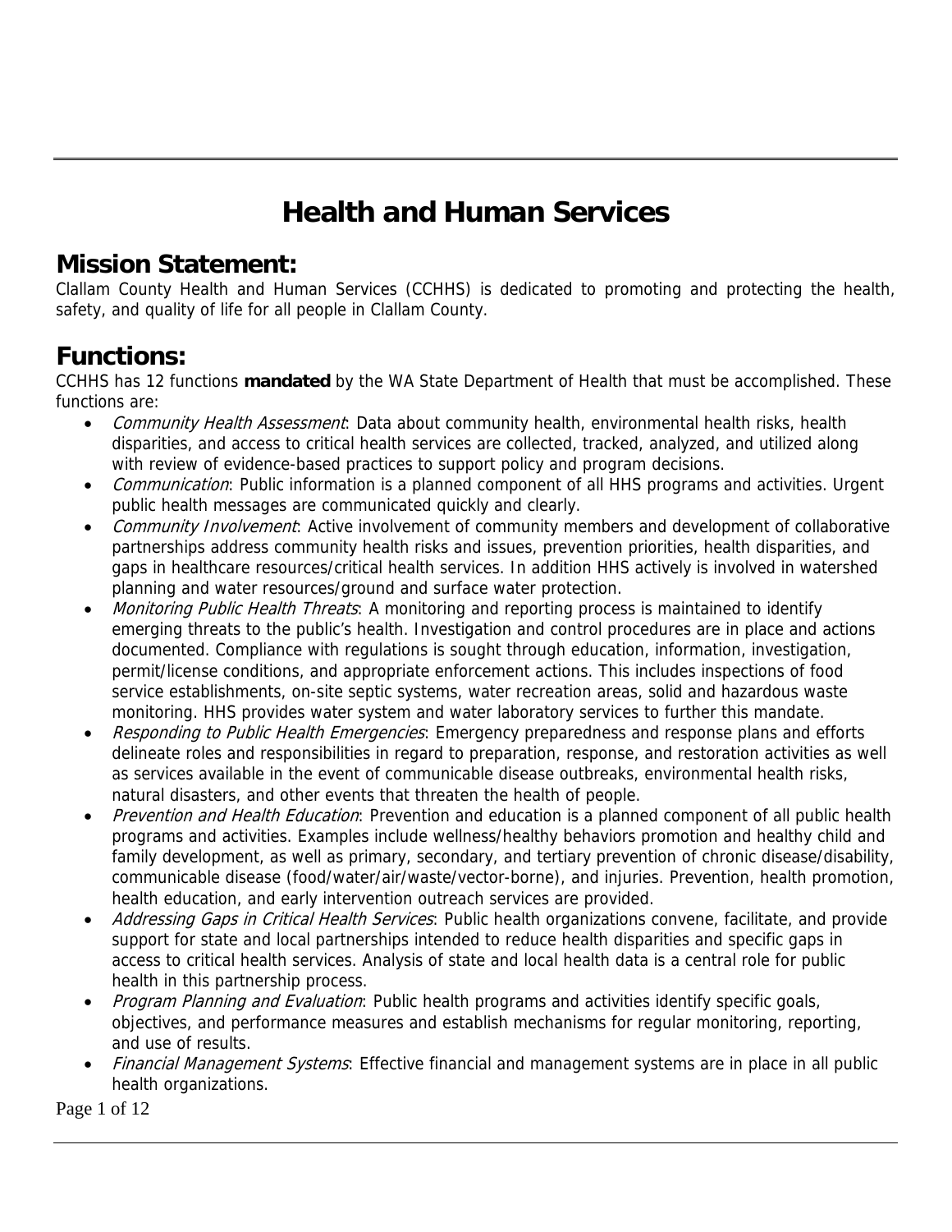# Health and Human Services

## Mission Statement:

Clallam County Health and Human Services (CCHHS) is dedicated to promoting and protecting the health, safety, and quality of life for all people in Clallam County.

## Functions:

CCHHS has 12 functions **mandated** by the WA State Department of Health that must be accomplished. These functions are:

- *Community Health Assessment*: Data about community health, environmental health risks, health disparities, and access to critical health services are collected, tracked, analyzed, and utilized along with review of evidence-based practices to support policy and program decisions.
- *Communication*: Public information is a planned component of all HHS programs and activities. Urgent public health messages are communicated quickly and clearly.
- *Community Involvement*: Active involvement of community members and development of collaborative partnerships address community health risks and issues, prevention priorities, health disparities, and gaps in healthcare resources/critical health services. In addition HHS actively is involved in watershed planning and water resources/ground and surface water protection.
- *Monitoring Public Health Threats*: A monitoring and reporting process is maintained to identify emerging threats to the public's health. Investigation and control procedures are in place and actions documented. Compliance with regulations is sought through education, information, investigation, permit/license conditions, and appropriate enforcement actions. This includes inspections of food service establishments, on-site septic systems, water recreation areas, solid and hazardous waste monitoring. HHS provides water system and water laboratory services to further this mandate.
- *Responding to Public Health Emergencies*: Emergency preparedness and response plans and efforts delineate roles and responsibilities in regard to preparation, response, and restoration activities as well as services available in the event of communicable disease outbreaks, environmental health risks, natural disasters, and other events that threaten the health of people.
- *Prevention and Health Education*: Prevention and education is a planned component of all public health programs and activities. Examples include wellness/healthy behaviors promotion and healthy child and family development, as well as primary, secondary, and tertiary prevention of chronic disease/disability, communicable disease (food/water/air/waste/vector-borne), and injuries. Prevention, health promotion, health education, and early intervention outreach services are provided.
- *Addressing Gaps in Critical Health Services*: Public health organizations convene, facilitate, and provide support for state and local partnerships intended to reduce health disparities and specific gaps in access to critical health services. Analysis of state and local health data is a central role for public health in this partnership process.
- *Program Planning and Evaluation*: Public health programs and activities identify specific goals, objectives, and performance measures and establish mechanisms for regular monitoring, reporting, and use of results.
- *Financial Management Systems*: Effective financial and management systems are in place in all public health organizations.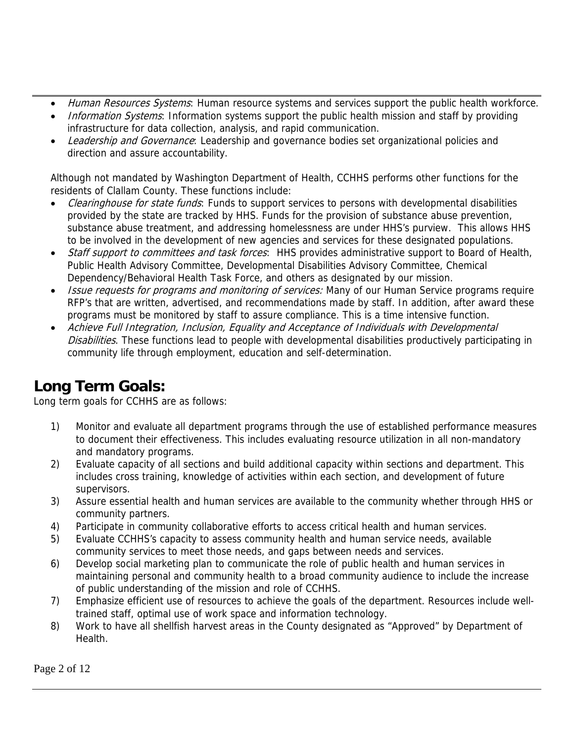- *Human Resources Systems*: Human resource systems and services support the public health workforce.
- *Information Systems*: Information systems support the public health mission and staff by providing infrastructure for data collection, analysis, and rapid communication.
- *Leadership and Governance*: Leadership and governance bodies set organizational policies and direction and assure accountability.

Although not mandated by Washington Department of Health, CCHHS performs other functions for the residents of Clallam County. These functions include:

- *Clearinghouse for state funds*: Funds to support services to persons with developmental disabilities provided by the state are tracked by HHS. Funds for the provision of substance abuse prevention, substance abuse treatment, and addressing homelessness are under HHS's purview. This allows HHS to be involved in the development of new agencies and services for these designated populations.
- *Staff support to committees and task forces*: HHS provides administrative support to Board of Health, Public Health Advisory Committee, Developmental Disabilities Advisory Committee, Chemical Dependency/Behavioral Health Task Force, and others as designated by our mission.
- *Issue requests for programs and monitoring of services:* Many of our Human Service programs require RFP's that are written, advertised, and recommendations made by staff. In addition, after award these programs must be monitored by staff to assure compliance. This is a time intensive function.
- *Achieve Full Integration, Inclusion, Equality and Acceptance of Individuals with Developmental Disabilities*. These functions lead to people with developmental disabilities productively participating in community life through employment, education and self-determination.

## Long Term Goals:

Long term goals for CCHHS are as follows:

1) Monitor and evaluate all department programs through the use of established performance measures to document their effectiveness. This includes evaluating resource utilization in all non-mandatory and mandatory programs.
2) Evaluate capacity of all sections and build additional capacity within sections and department. This includes cross training, knowledge of activities within each section, and development of future supervisors.
3) Assure essential health and human services are available to the community whether through HHS or community partners.
4) Participate in community collaborative efforts to access critical health and human services.
5) Evaluate CCHHS's capacity to assess community health and human service needs, available community services to meet those needs, and gaps between needs and services.
6) Develop social marketing plan to communicate the role of public health and human services in maintaining personal and community health to a broad community audience to include the increase of public understanding of the mission and role of CCHHS.
7) Emphasize efficient use of resources to achieve the goals of the department. Resources include well-trained staff, optimal use of work space and information technology.
8) Work to have all shellfish harvest areas in the County designated as "Approved" by Department of Health.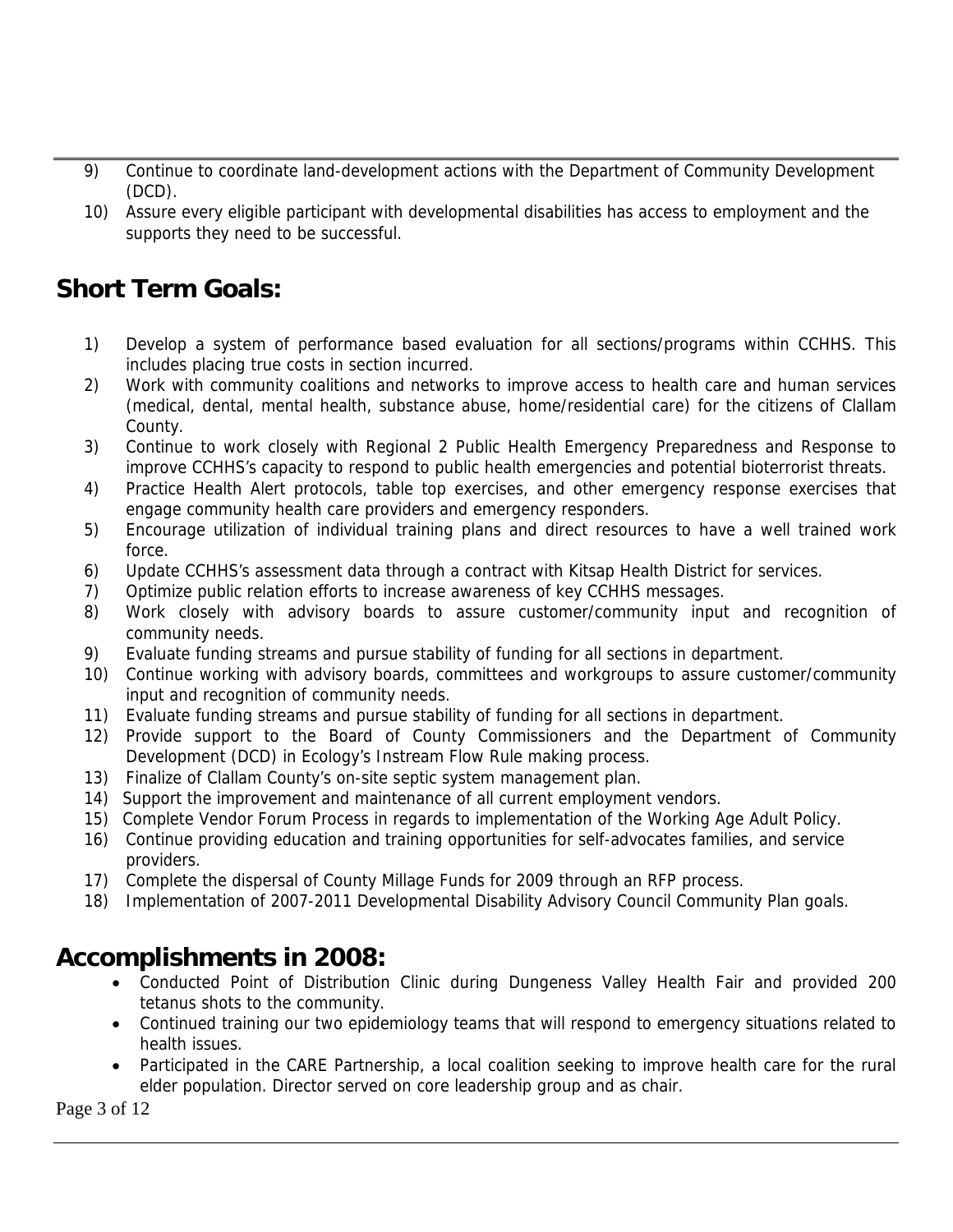9) Continue to coordinate land-development actions with the Department of Community Development (DCD).
10) Assure every eligible participant with developmental disabilities has access to employment and the supports they need to be successful.

## Short Term Goals:

1) Develop a system of performance based evaluation for all sections/programs within CCHHS. This includes placing true costs in section incurred.
2) Work with community coalitions and networks to improve access to health care and human services (medical, dental, mental health, substance abuse, home/residential care) for the citizens of Clallam County.
3) Continue to work closely with Regional 2 Public Health Emergency Preparedness and Response to improve CCHHS's capacity to respond to public health emergencies and potential bioterrorist threats.
4) Practice Health Alert protocols, table top exercises, and other emergency response exercises that engage community health care providers and emergency responders.
5) Encourage utilization of individual training plans and direct resources to have a well trained work force.
6) Update CCHHS's assessment data through a contract with Kitsap Health District for services.
7) Optimize public relation efforts to increase awareness of key CCHHS messages.
8) Work closely with advisory boards to assure customer/community input and recognition of community needs.
9) Evaluate funding streams and pursue stability of funding for all sections in department.
10) Continue working with advisory boards, committees and workgroups to assure customer/community input and recognition of community needs.
11) Evaluate funding streams and pursue stability of funding for all sections in department.
12) Provide support to the Board of County Commissioners and the Department of Community Development (DCD) in Ecology's Instream Flow Rule making process.
13) Finalize of Clallam County's on-site septic system management plan.
14) Support the improvement and maintenance of all current employment vendors.
15) Complete Vendor Forum Process in regards to implementation of the Working Age Adult Policy.
16) Continue providing education and training opportunities for self-advocates families, and service providers.
17) Complete the dispersal of County Millage Funds for 2009 through an RFP process.
18) Implementation of 2007-2011 Developmental Disability Advisory Council Community Plan goals.

## Accomplishments in 2008:

- Conducted Point of Distribution Clinic during Dungeness Valley Health Fair and provided 200 tetanus shots to the community.
- Continued training our two epidemiology teams that will respond to emergency situations related to health issues.
- Participated in the CARE Partnership, a local coalition seeking to improve health care for the rural elder population. Director served on core leadership group and as chair.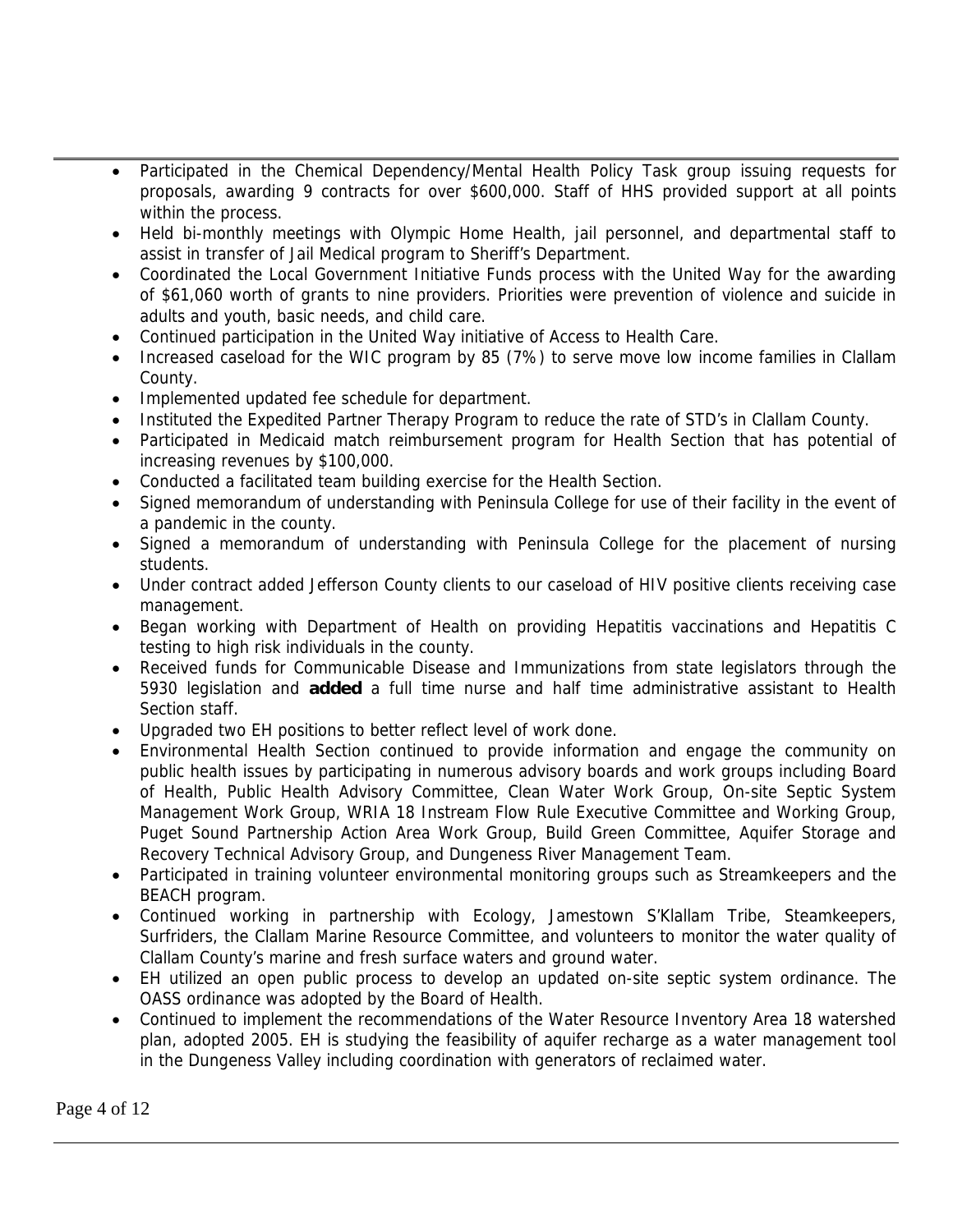- Participated in the Chemical Dependency/Mental Health Policy Task group issuing requests for proposals, awarding 9 contracts for over $600,000. Staff of HHS provided support at all points within the process.
- Held bi-monthly meetings with Olympic Home Health, jail personnel, and departmental staff to assist in transfer of Jail Medical program to Sheriff's Department.
- Coordinated the Local Government Initiative Funds process with the United Way for the awarding of $61,060 worth of grants to nine providers. Priorities were prevention of violence and suicide in adults and youth, basic needs, and child care.
- Continued participation in the United Way initiative of Access to Health Care.
- Increased caseload for the WIC program by 85 (7%) to serve move low income families in Clallam County.
- Implemented updated fee schedule for department.
- Instituted the Expedited Partner Therapy Program to reduce the rate of STD's in Clallam County.
- Participated in Medicaid match reimbursement program for Health Section that has potential of increasing revenues by $100,000.
- Conducted a facilitated team building exercise for the Health Section.
- Signed memorandum of understanding with Peninsula College for use of their facility in the event of a pandemic in the county.
- Signed a memorandum of understanding with Peninsula College for the placement of nursing students.
- Under contract added Jefferson County clients to our caseload of HIV positive clients receiving case management.
- Began working with Department of Health on providing Hepatitis vaccinations and Hepatitis C testing to high risk individuals in the county.
- Received funds for Communicable Disease and Immunizations from state legislators through the 5930 legislation and **added** a full time nurse and half time administrative assistant to Health Section staff.
- Upgraded two EH positions to better reflect level of work done.
- Environmental Health Section continued to provide information and engage the community on public health issues by participating in numerous advisory boards and work groups including Board of Health, Public Health Advisory Committee, Clean Water Work Group, On-site Septic System Management Work Group, WRIA 18 Instream Flow Rule Executive Committee and Working Group, Puget Sound Partnership Action Area Work Group, Build Green Committee, Aquifer Storage and Recovery Technical Advisory Group, and Dungeness River Management Team.
- Participated in training volunteer environmental monitoring groups such as Streamkeepers and the BEACH program.
- Continued working in partnership with Ecology, Jamestown S'Klallam Tribe, Steamkeepers, Surfriders, the Clallam Marine Resource Committee, and volunteers to monitor the water quality of Clallam County's marine and fresh surface waters and ground water.
- EH utilized an open public process to develop an updated on-site septic system ordinance. The OASS ordinance was adopted by the Board of Health.
- Continued to implement the recommendations of the Water Resource Inventory Area 18 watershed plan, adopted 2005. EH is studying the feasibility of aquifer recharge as a water management tool in the Dungeness Valley including coordination with generators of reclaimed water.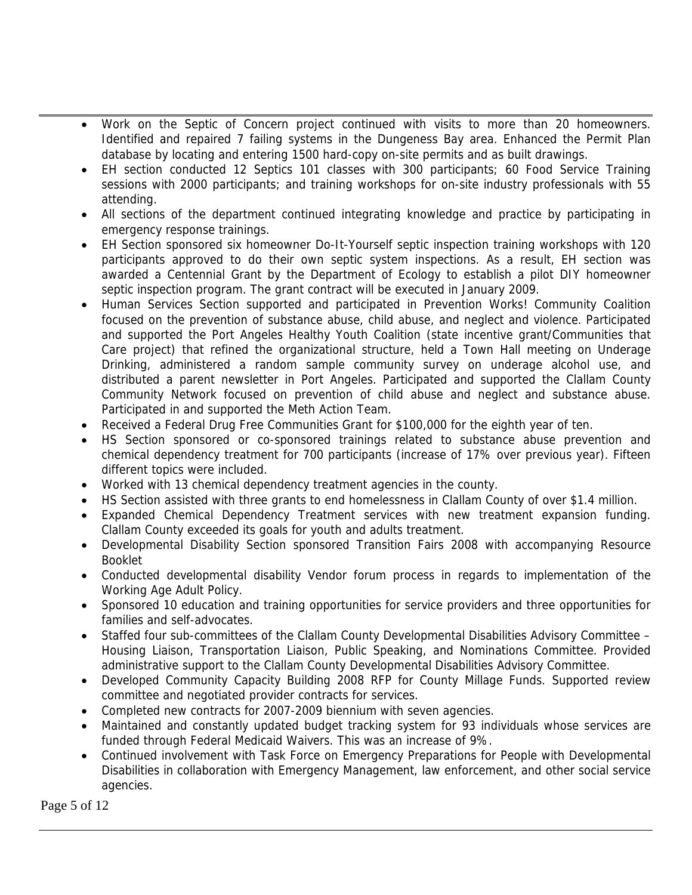- Work on the Septic of Concern project continued with visits to more than 20 homeowners. Identified and repaired 7 failing systems in the Dungeness Bay area. Enhanced the Permit Plan database by locating and entering 1500 hard-copy on-site permits and as built drawings.
- EH section conducted 12 Septics 101 classes with 300 participants; 60 Food Service Training sessions with 2000 participants; and training workshops for on-site industry professionals with 55 attending.
- All sections of the department continued integrating knowledge and practice by participating in emergency response trainings.
- EH Section sponsored six homeowner Do-It-Yourself septic inspection training workshops with 120 participants approved to do their own septic system inspections. As a result, EH section was awarded a Centennial Grant by the Department of Ecology to establish a pilot DIY homeowner septic inspection program. The grant contract will be executed in January 2009.
- Human Services Section supported and participated in Prevention Works! Community Coalition focused on the prevention of substance abuse, child abuse, and neglect and violence. Participated and supported the Port Angeles Healthy Youth Coalition (state incentive grant/Communities that Care project) that refined the organizational structure, held a Town Hall meeting on Underage Drinking, administered a random sample community survey on underage alcohol use, and distributed a parent newsletter in Port Angeles. Participated and supported the Clallam County Community Network focused on prevention of child abuse and neglect and substance abuse. Participated in and supported the Meth Action Team.
- Received a Federal Drug Free Communities Grant for $100,000 for the eighth year of ten.
- HS Section sponsored or co-sponsored trainings related to substance abuse prevention and chemical dependency treatment for 700 participants (increase of 17% over previous year). Fifteen different topics were included.
- Worked with 13 chemical dependency treatment agencies in the county.
- HS Section assisted with three grants to end homelessness in Clallam County of over $1.4 million.
- Expanded Chemical Dependency Treatment services with new treatment expansion funding. Clallam County exceeded its goals for youth and adults treatment.
- Developmental Disability Section sponsored Transition Fairs 2008 with accompanying Resource Booklet
- Conducted developmental disability Vendor forum process in regards to implementation of the Working Age Adult Policy.
- Sponsored 10 education and training opportunities for service providers and three opportunities for families and self-advocates.
- Staffed four sub-committees of the Clallam County Developmental Disabilities Advisory Committee – Housing Liaison, Transportation Liaison, Public Speaking, and Nominations Committee. Provided administrative support to the Clallam County Developmental Disabilities Advisory Committee.
- Developed Community Capacity Building 2008 RFP for County Millage Funds. Supported review committee and negotiated provider contracts for services.
- Completed new contracts for 2007-2009 biennium with seven agencies.
- Maintained and constantly updated budget tracking system for 93 individuals whose services are funded through Federal Medicaid Waivers. This was an increase of 9%.
- Continued involvement with Task Force on Emergency Preparations for People with Developmental Disabilities in collaboration with Emergency Management, law enforcement, and other social service agencies.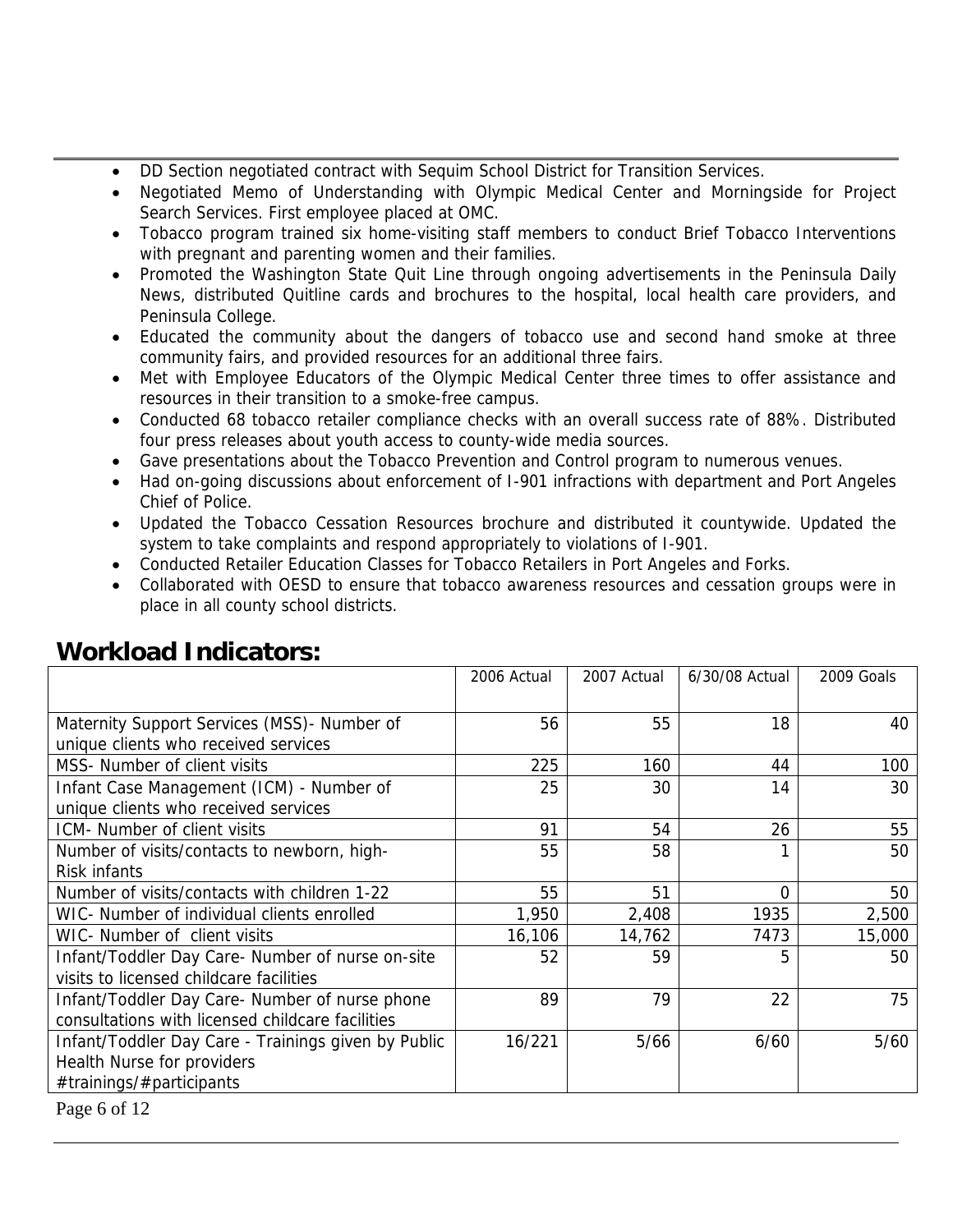- DD Section negotiated contract with Sequim School District for Transition Services.
- Negotiated Memo of Understanding with Olympic Medical Center and Morningside for Project Search Services. First employee placed at OMC.
- Tobacco program trained six home-visiting staff members to conduct Brief Tobacco Interventions with pregnant and parenting women and their families.
- Promoted the Washington State Quit Line through ongoing advertisements in the Peninsula Daily News, distributed Quitline cards and brochures to the hospital, local health care providers, and Peninsula College.
- Educated the community about the dangers of tobacco use and second hand smoke at three community fairs, and provided resources for an additional three fairs.
- Met with Employee Educators of the Olympic Medical Center three times to offer assistance and resources in their transition to a smoke-free campus.
- Conducted 68 tobacco retailer compliance checks with an overall success rate of 88%. Distributed four press releases about youth access to county-wide media sources.
- Gave presentations about the Tobacco Prevention and Control program to numerous venues.
- Had on-going discussions about enforcement of I-901 infractions with department and Port Angeles Chief of Police.
- Updated the Tobacco Cessation Resources brochure and distributed it countywide. Updated the system to take complaints and respond appropriately to violations of I-901.
- Conducted Retailer Education Classes for Tobacco Retailers in Port Angeles and Forks.
- Collaborated with OESD to ensure that tobacco awareness resources and cessation groups were in place in all county school districts.

## Workload Indicators:

| | 2006 Actual | 2007 Actual | 6/30/08 Actual | 2009 Goals |
|---|---|---|---|---|
| Maternity Support Services (MSS)- Number of unique clients who received services | 56 | 55 | 18 | 40 |
| MSS- Number of client visits | 225 | 160 | 44 | 100 |
| Infant Case Management (ICM) - Number of unique clients who received services | 25 | 30 | 14 | 30 |
| ICM- Number of client visits | 91 | 54 | 26 | 55 |
| Number of visits/contacts to newborn, high-Risk infants | 55 | 58 | 1 | 50 |
| Number of visits/contacts with children 1-22 | 55 | 51 | 0 | 50 |
| WIC- Number of individual clients enrolled | 1,950 | 2,408 | 1935 | 2,500 |
| WIC- Number of client visits | 16,106 | 14,762 | 7473 | 15,000 |
| Infant/Toddler Day Care- Number of nurse on-site visits to licensed childcare facilities | 52 | 59 | 5 | 50 |
| Infant/Toddler Day Care- Number of nurse phone consultations with licensed childcare facilities | 89 | 79 | 22 | 75 |
| Infant/Toddler Day Care - Trainings given by Public Health Nurse for providers #trainings/#participants | 16/221 | 5/66 | 6/60 | 5/60 |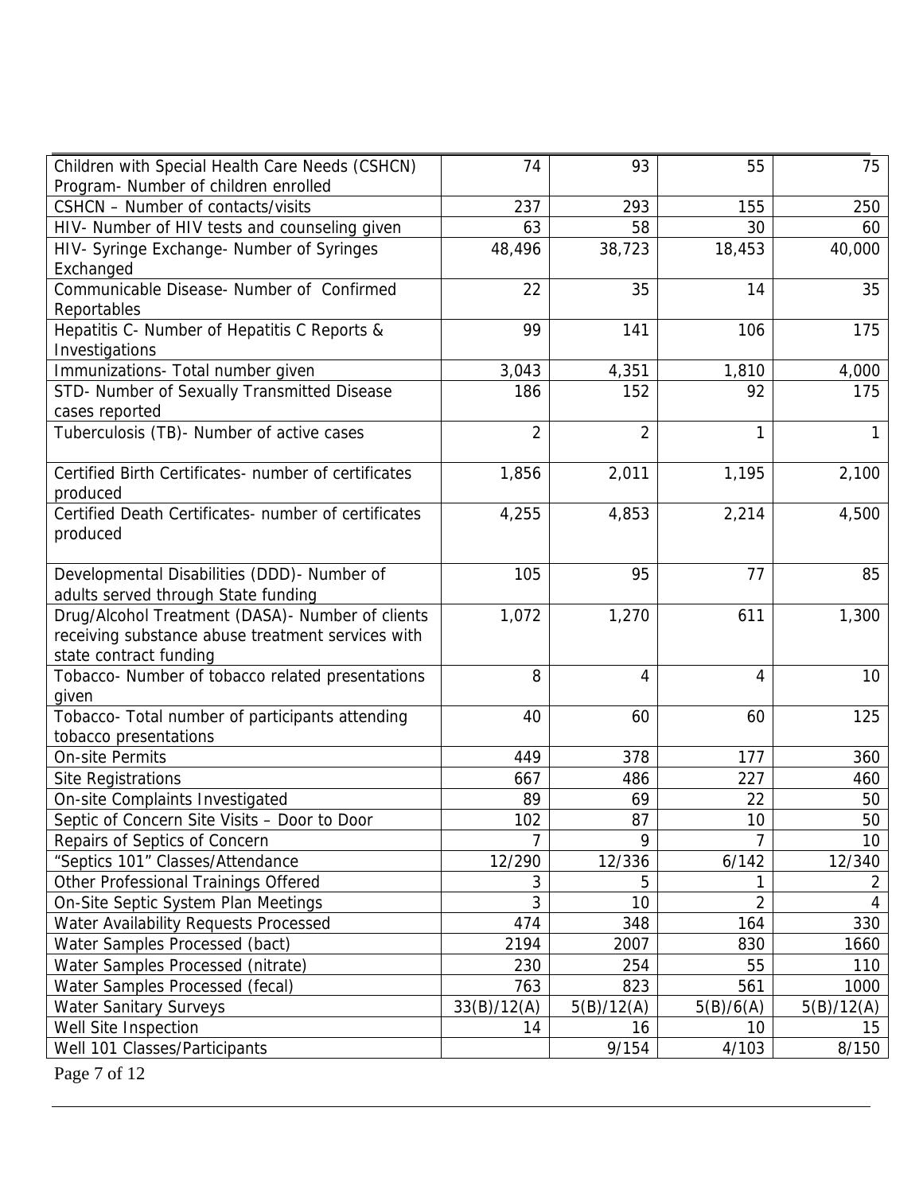| | | | | |
|---|---|---|---|---|
| Children with Special Health Care Needs (CSHCN) Program- Number of children enrolled | 74 | 93 | 55 | 75 |
| CSHCN – Number of contacts/visits | 237 | 293 | 155 | 250 |
| HIV- Number of HIV tests and counseling given | 63 | 58 | 30 | 60 |
| HIV- Syringe Exchange- Number of Syringes Exchanged | 48,496 | 38,723 | 18,453 | 40,000 |
| Communicable Disease- Number of Confirmed Reportables | 22 | 35 | 14 | 35 |
| Hepatitis C- Number of Hepatitis C Reports & Investigations | 99 | 141 | 106 | 175 |
| Immunizations- Total number given | 3,043 | 4,351 | 1,810 | 4,000 |
| STD- Number of Sexually Transmitted Disease cases reported | 186 | 152 | 92 | 175 |
| Tuberculosis (TB)- Number of active cases | 2 | 2 | 1 | 1 |
| Certified Birth Certificates- number of certificates produced | 1,856 | 2,011 | 1,195 | 2,100 |
| Certified Death Certificates- number of certificates produced | 4,255 | 4,853 | 2,214 | 4,500 |
| Developmental Disabilities (DDD)- Number of adults served through State funding | 105 | 95 | 77 | 85 |
| Drug/Alcohol Treatment (DASA)- Number of clients receiving substance abuse treatment services with state contract funding | 1,072 | 1,270 | 611 | 1,300 |
| Tobacco- Number of tobacco related presentations given | 8 | 4 | 4 | 10 |
| Tobacco- Total number of participants attending tobacco presentations | 40 | 60 | 60 | 125 |
| On-site Permits | 449 | 378 | 177 | 360 |
| Site Registrations | 667 | 486 | 227 | 460 |
| On-site Complaints Investigated | 89 | 69 | 22 | 50 |
| Septic of Concern Site Visits – Door to Door | 102 | 87 | 10 | 50 |
| Repairs of Septics of Concern | 7 | 9 | 7 | 10 |
| "Septics 101" Classes/Attendance | 12/290 | 12/336 | 6/142 | 12/340 |
| Other Professional Trainings Offered | 3 | 5 | 1 | 2 |
| On-Site Septic System Plan Meetings | 3 | 10 | 2 | 4 |
| Water Availability Requests Processed | 474 | 348 | 164 | 330 |
| Water Samples Processed (bact) | 2194 | 2007 | 830 | 1660 |
| Water Samples Processed (nitrate) | 230 | 254 | 55 | 110 |
| Water Samples Processed (fecal) | 763 | 823 | 561 | 1000 |
| Water Sanitary Surveys | 33(B)/12(A) | 5(B)/12(A) | 5(B)/6(A) | 5(B)/12(A) |
| Well Site Inspection | 14 | 16 | 10 | 15 |
| Well 101 Classes/Participants | | 9/154 | 4/103 | 8/150 |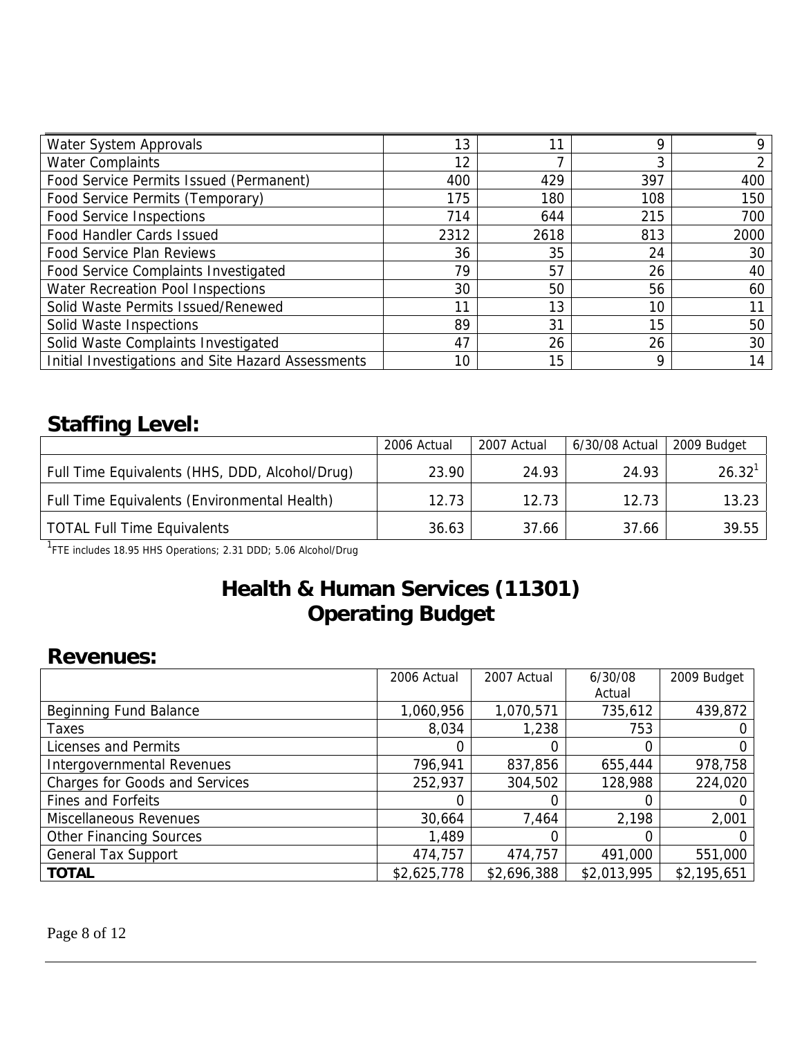| | | | | |
|---|---|---|---|---|
| Water System Approvals | 13 | 11 | 9 | 9 |
| Water Complaints | 12 | 7 | 3 | 2 |
| Food Service Permits Issued (Permanent) | 400 | 429 | 397 | 400 |
| Food Service Permits (Temporary) | 175 | 180 | 108 | 150 |
| Food Service Inspections | 714 | 644 | 215 | 700 |
| Food Handler Cards Issued | 2312 | 2618 | 813 | 2000 |
| Food Service Plan Reviews | 36 | 35 | 24 | 30 |
| Food Service Complaints Investigated | 79 | 57 | 26 | 40 |
| Water Recreation Pool Inspections | 30 | 50 | 56 | 60 |
| Solid Waste Permits Issued/Renewed | 11 | 13 | 10 | 11 |
| Solid Waste Inspections | 89 | 31 | 15 | 50 |
| Solid Waste Complaints Investigated | 47 | 26 | 26 | 30 |
| Initial Investigations and Site Hazard Assessments | 10 | 15 | 9 | 14 |

## Staffing Level:

| | 2006 Actual | 2007 Actual | 6/30/08 Actual | 2009 Budget |
|---|---|---|---|---|
| Full Time Equivalents (HHS, DDD, Alcohol/Drug) | 23.90 | 24.93 | 24.93 | 26.32[1] |
| Full Time Equivalents (Environmental Health) | 12.73 | 12.73 | 12.73 | 13.23 |
| TOTAL Full Time Equivalents | 36.63 | 37.66 | 37.66 | 39.55 |

[1]FTE includes 18.95 HHS Operations; 2.31 DDD; 5.06 Alcohol/Drug

# Health & Human Services (11301) Operating Budget

## Revenues:

| | 2006 Actual | 2007 Actual | 6/30/08 Actual | 2009 Budget |
|---|---|---|---|---|
| Beginning Fund Balance | 1,060,956 | 1,070,571 | 735,612 | 439,872 |
| Taxes | 8,034 | 1,238 | 753 | 0 |
| Licenses and Permits | 0 | 0 | 0 | 0 |
| Intergovernmental Revenues | 796,941 | 837,856 | 655,444 | 978,758 |
| Charges for Goods and Services | 252,937 | 304,502 | 128,988 | 224,020 |
| Fines and Forfeits | 0 | 0 | 0 | 0 |
| Miscellaneous Revenues | 30,664 | 7,464 | 2,198 | 2,001 |
| Other Financing Sources | 1,489 | 0 | 0 | 0 |
| General Tax Support | 474,757 | 474,757 | 491,000 | 551,000 |
| **TOTAL** | $2,625,778 | $2,696,388 | $2,013,995 | $2,195,651 |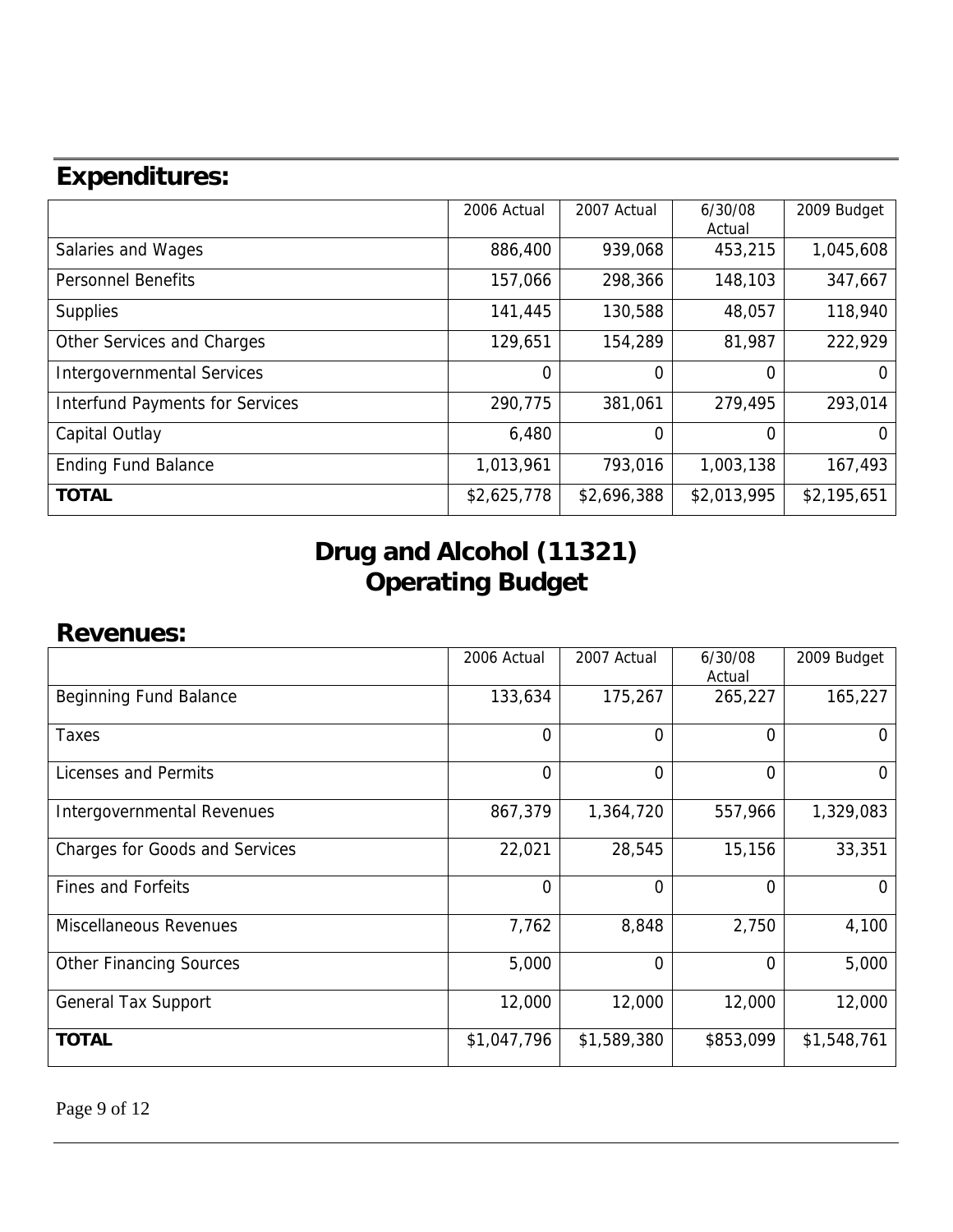## Expenditures:

| | 2006 Actual | 2007 Actual | 6/30/08 Actual | 2009 Budget |
|---|---|---|---|---|
| Salaries and Wages | 886,400 | 939,068 | 453,215 | 1,045,608 |
| Personnel Benefits | 157,066 | 298,366 | 148,103 | 347,667 |
| Supplies | 141,445 | 130,588 | 48,057 | 118,940 |
| Other Services and Charges | 129,651 | 154,289 | 81,987 | 222,929 |
| Intergovernmental Services | 0 | 0 | 0 | 0 |
| Interfund Payments for Services | 290,775 | 381,061 | 279,495 | 293,014 |
| Capital Outlay | 6,480 | 0 | 0 | 0 |
| Ending Fund Balance | 1,013,961 | 793,016 | 1,003,138 | 167,493 |
| **TOTAL** | $2,625,778 | $2,696,388 | $2,013,995 | $2,195,651 |

# Drug and Alcohol (11321)
# Operating Budget

## Revenues:

| | 2006 Actual | 2007 Actual | 6/30/08 Actual | 2009 Budget |
|---|---|---|---|---|
| Beginning Fund Balance | 133,634 | 175,267 | 265,227 | 165,227 |
| Taxes | 0 | 0 | 0 | 0 |
| Licenses and Permits | 0 | 0 | 0 | 0 |
| Intergovernmental Revenues | 867,379 | 1,364,720 | 557,966 | 1,329,083 |
| Charges for Goods and Services | 22,021 | 28,545 | 15,156 | 33,351 |
| Fines and Forfeits | 0 | 0 | 0 | 0 |
| Miscellaneous Revenues | 7,762 | 8,848 | 2,750 | 4,100 |
| Other Financing Sources | 5,000 | 0 | 0 | 5,000 |
| General Tax Support | 12,000 | 12,000 | 12,000 | 12,000 |
| **TOTAL** | $1,047,796 | $1,589,380 | $853,099 | $1,548,761 |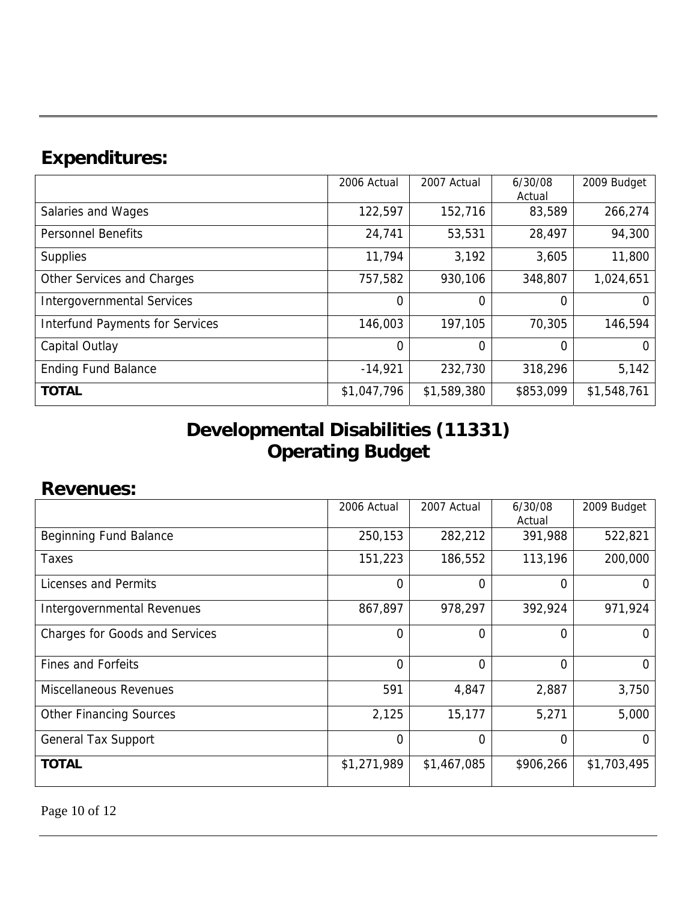## Expenditures:

| | 2006 Actual | 2007 Actual | 6/30/08 Actual | 2009 Budget |
|---|---|---|---|---|
| Salaries and Wages | 122,597 | 152,716 | 83,589 | 266,274 |
| Personnel Benefits | 24,741 | 53,531 | 28,497 | 94,300 |
| Supplies | 11,794 | 3,192 | 3,605 | 11,800 |
| Other Services and Charges | 757,582 | 930,106 | 348,807 | 1,024,651 |
| Intergovernmental Services | 0 | 0 | 0 | 0 |
| Interfund Payments for Services | 146,003 | 197,105 | 70,305 | 146,594 |
| Capital Outlay | 0 | 0 | 0 | 0 |
| Ending Fund Balance | -14,921 | 232,730 | 318,296 | 5,142 |
| **TOTAL** | $1,047,796 | $1,589,380 | $853,099 | $1,548,761 |

# Developmental Disabilities (11331) Operating Budget

## Revenues:

| | 2006 Actual | 2007 Actual | 6/30/08 Actual | 2009 Budget |
|---|---|---|---|---|
| Beginning Fund Balance | 250,153 | 282,212 | 391,988 | 522,821 |
| Taxes | 151,223 | 186,552 | 113,196 | 200,000 |
| Licenses and Permits | 0 | 0 | 0 | 0 |
| Intergovernmental Revenues | 867,897 | 978,297 | 392,924 | 971,924 |
| Charges for Goods and Services | 0 | 0 | 0 | 0 |
| Fines and Forfeits | 0 | 0 | 0 | 0 |
| Miscellaneous Revenues | 591 | 4,847 | 2,887 | 3,750 |
| Other Financing Sources | 2,125 | 15,177 | 5,271 | 5,000 |
| General Tax Support | 0 | 0 | 0 | 0 |
| **TOTAL** | $1,271,989 | $1,467,085 | $906,266 | $1,703,495 |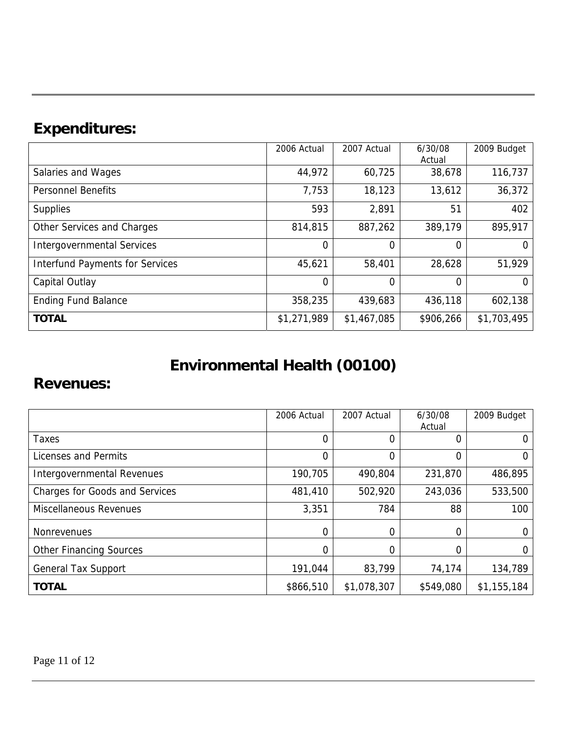## Expenditures:

| | 2006 Actual | 2007 Actual | 6/30/08 Actual | 2009 Budget |
|---|---|---|---|---|
| Salaries and Wages | 44,972 | 60,725 | 38,678 | 116,737 |
| Personnel Benefits | 7,753 | 18,123 | 13,612 | 36,372 |
| Supplies | 593 | 2,891 | 51 | 402 |
| Other Services and Charges | 814,815 | 887,262 | 389,179 | 895,917 |
| Intergovernmental Services | 0 | 0 | 0 | 0 |
| Interfund Payments for Services | 45,621 | 58,401 | 28,628 | 51,929 |
| Capital Outlay | 0 | 0 | 0 | 0 |
| Ending Fund Balance | 358,235 | 439,683 | 436,118 | 602,138 |
| **TOTAL** | $1,271,989 | $1,467,085 | $906,266 | $1,703,495 |

# Environmental Health (00100)

## Revenues:

| | 2006 Actual | 2007 Actual | 6/30/08 Actual | 2009 Budget |
|---|---|---|---|---|
| Taxes | 0 | 0 | 0 | 0 |
| Licenses and Permits | 0 | 0 | 0 | 0 |
| Intergovernmental Revenues | 190,705 | 490,804 | 231,870 | 486,895 |
| Charges for Goods and Services | 481,410 | 502,920 | 243,036 | 533,500 |
| Miscellaneous Revenues | 3,351 | 784 | 88 | 100 |
| Nonrevenues | 0 | 0 | 0 | 0 |
| Other Financing Sources | 0 | 0 | 0 | 0 |
| General Tax Support | 191,044 | 83,799 | 74,174 | 134,789 |
| **TOTAL** | $866,510 | $1,078,307 | $549,080 | $1,155,184 |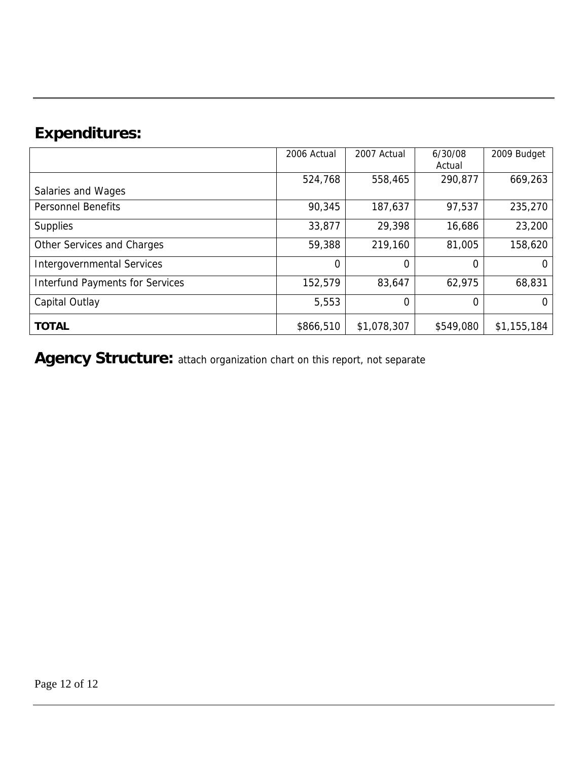## Expenditures:

| | 2006 Actual | 2007 Actual | 6/30/08 Actual | 2009 Budget |
|---|---|---|---|---|
| Salaries and Wages | 524,768 | 558,465 | 290,877 | 669,263 |
| Personnel Benefits | 90,345 | 187,637 | 97,537 | 235,270 |
| Supplies | 33,877 | 29,398 | 16,686 | 23,200 |
| Other Services and Charges | 59,388 | 219,160 | 81,005 | 158,620 |
| Intergovernmental Services | 0 | 0 | 0 | 0 |
| Interfund Payments for Services | 152,579 | 83,647 | 62,975 | 68,831 |
| Capital Outlay | 5,553 | 0 | 0 | 0 |
| **TOTAL** | $866,510 | $1,078,307 | $549,080 | $1,155,184 |

## Agency Structure: attach organization chart on this report, not separate